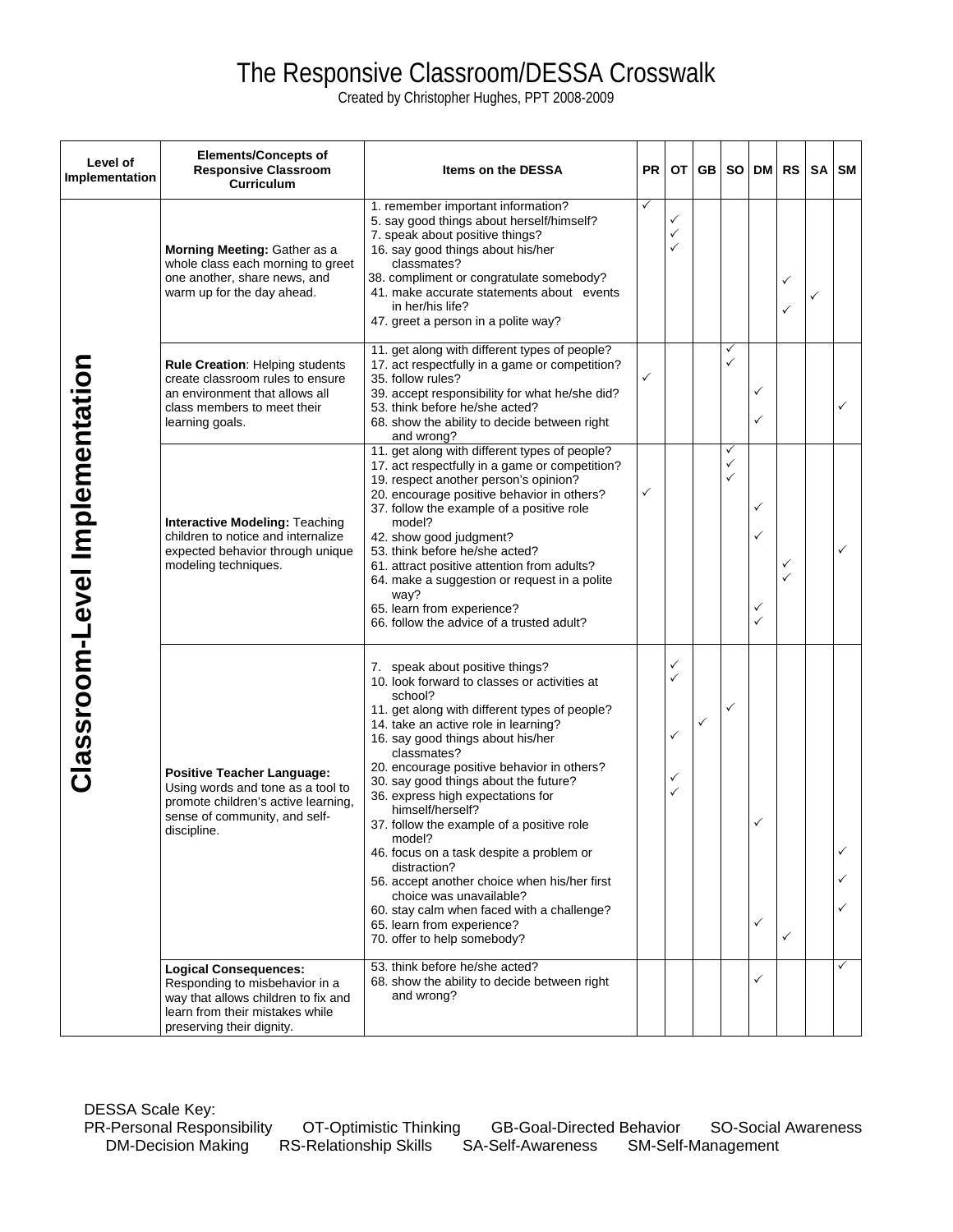# The Responsive Classroom/DESSA Crosswalk

Created by Christopher Hughes, PPT 2008-2009

| Level of Implementation | Elements/Concepts of Responsive Classroom Curriculum | Items on the DESSA | PR | OT | GB | SO | DM | RS | SA | SM |
|---|---|---|---|---|---|---|---|---|---|---|
| **Classroom-Level Implementation** | **Morning Meeting:** Gather as a whole class each morning to greet one another, share news, and warm up for the day ahead. | 1. remember important information? | ✓ | | | | | | | |
| | | 5. say good things about herself/himself? | | ✓ | | | | | | |
| | | 7. speak about positive things? | | ✓ | | | | | | |
| | | 16. say good things about his/her classmates? | | ✓ | | | | | | |
| | | 38. compliment or congratulate somebody? | | | | | | ✓ | | |
| | | 41. make accurate statements about events in her/his life? | | | | | | | ✓ | |
| | | 47. greet a person in a polite way? | | | | | | ✓ | | |
| | **Rule Creation**: Helping students create classroom rules to ensure an environment that allows all class members to meet their learning goals. | 11. get along with different types of people? | | | | ✓ | | | | |
| | | 17. act respectfully in a game or competition? | | | | ✓ | | | | |
| | | 35. follow rules? | ✓ | | | | | | | |
| | | 39. accept responsibility for what he/she did? | | | | | ✓ | | | |
| | | 53. think before he/she acted? | | | | | | | | ✓ |
| | | 68. show the ability to decide between right and wrong? | | | | | ✓ | | | |
| | **Interactive Modeling:** Teaching children to notice and internalize expected behavior through unique modeling techniques. | 11. get along with different types of people? | | | | ✓ | | | | |
| | | 17. act respectfully in a game or competition? | | | | ✓ | | | | |
| | | 19. respect another person's opinion? | | | | ✓ | | | | |
| | | 20. encourage positive behavior in others? | ✓ | | | | | | | |
| | | 37. follow the example of a positive role model? | | | | | ✓ | | | |
| | | 42. show good judgment? | | | | | ✓ | | | |
| | | 53. think before he/she acted? | | | | | | | | ✓ |
| | | 61. attract positive attention from adults? | | | | | | ✓ | | |
| | | 64. make a suggestion or request in a polite way? | | | | | | ✓ | | |
| | | 65. learn from experience? | | | | | ✓ | | | |
| | | 66. follow the advice of a trusted adult? | | | | | ✓ | | | |
| | **Positive Teacher Language:** Using words and tone as a tool to promote children's active learning, sense of community, and self-discipline. | 7. speak about positive things? | | ✓ | | | | | | |
| | | 10. look forward to classes or activities at school? | | ✓ | | | | | | |
| | | 11. get along with different types of people? | | | | ✓ | | | | |
| | | 14. take an active role in learning? | | | ✓ | | | | | |
| | | 16. say good things about his/her classmates? | | ✓ | | | | | | |
| | | 20. encourage positive behavior in others? | | | | | | | | |
| | | 30. say good things about the future? | | ✓ | | | | | | |
| | | 36. express high expectations for himself/herself? | | ✓ | | | | | | |
| | | 37. follow the example of a positive role model? | | | | | ✓ | | | |
| | | 46. focus on a task despite a problem or distraction? | | | | | | | | ✓ |
| | | 56. accept another choice when his/her first choice was unavailable? | | | | | | | | ✓ |
| | | 60. stay calm when faced with a challenge? | | | | | | | | ✓ |
| | | 65. learn from experience? | | | | | ✓ | | | |
| | | 70. offer to help somebody? | | | | | | ✓ | | |
| | **Logical Consequences:** Responding to misbehavior in a way that allows children to fix and learn from their mistakes while preserving their dignity. | 53. think before he/she acted? | | | | | | | | ✓ |
| | | 68. show the ability to decide between right and wrong? | | | | | ✓ | | | |

DESSA Scale Key:
PR-Personal Responsibility  OT-Optimistic Thinking  GB-Goal-Directed Behavior  SO-Social Awareness  DM-Decision Making  RS-Relationship Skills  SA-Self-Awareness  SM-Self-Management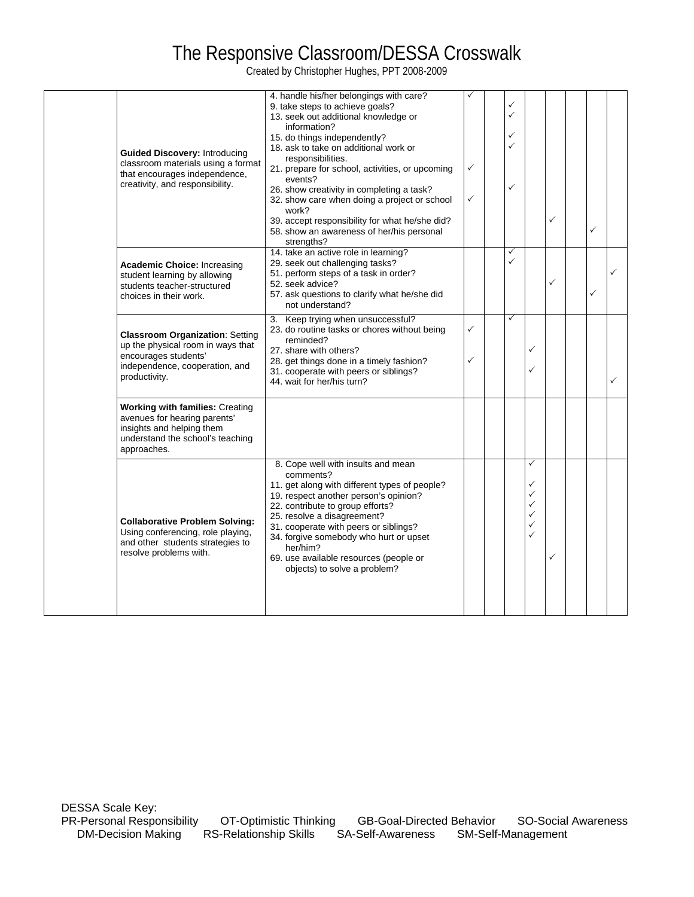# The Responsive Classroom/DESSA Crosswalk

Created by Christopher Hughes, PPT 2008-2009

| | | | | | | | | | | |
|---|---|---|---|---|---|---|---|---|---|---|
| | **Guided Discovery:** Introducing classroom materials using a format that encourages independence, creativity, and responsibility. | 4. handle his/her belongings with care? | ✓ | | | | | | | |
| | | 9. take steps to achieve goals? | | | ✓ | | | | | |
| | | 13. seek out additional knowledge or information? | | | ✓ | | | | | |
| | | 15. do things independently? | | | ✓ | | | | | |
| | | 18. ask to take on additional work or responsibilities. | | | ✓ | | | | | |
| | | 21. prepare for school, activities, or upcoming events? | ✓ | | | | | | | |
| | | 26. show creativity in completing a task? | | | ✓ | | | | | |
| | | 32. show care when doing a project or school work? | ✓ | | | | | | | |
| | | 39. accept responsibility for what he/she did? | | | | | ✓ | | | |
| | | 58. show an awareness of her/his personal strengths? | | | | | | | ✓ | |
| | **Academic Choice:** Increasing student learning by allowing students teacher-structured choices in their work. | 14. take an active role in learning? | | | ✓ | | | | | |
| | | 29. seek out challenging tasks? | | | ✓ | | | | | |
| | | 51. perform steps of a task in order? | | | | | | | | ✓ |
| | | 52. seek advice? | | | | | ✓ | | | |
| | | 57. ask questions to clarify what he/she did not understand? | | | | | | | ✓ | |
| | **Classroom Organization**: Setting up the physical room in ways that encourages students' independence, cooperation, and productivity. | 3. Keep trying when unsuccessful? | | | ✓ | | | | | |
| | | 23. do routine tasks or chores without being reminded? | ✓ | | | | | | | |
| | | 27. share with others? | | | | ✓ | | | | |
| | | 28. get things done in a timely fashion? | ✓ | | | | | | | |
| | | 31. cooperate with peers or siblings? | | | | ✓ | | | | |
| | | 44. wait for her/his turn? | | | | | | | | ✓ |
| | **Working with families:** Creating avenues for hearing parents' insights and helping them understand the school's teaching approaches. | | | | | | | | | |
| | **Collaborative Problem Solving:** Using conferencing, role playing, and other students strategies to resolve problems with. | 8. Cope well with insults and mean comments? | | | | ✓ | | | | |
| | | 11. get along with different types of people? | | | | ✓ | | | | |
| | | 19. respect another person's opinion? | | | | ✓ | | | | |
| | | 22. contribute to group efforts? | | | | ✓ | | | | |
| | | 25. resolve a disagreement? | | | | ✓ | | | | |
| | | 31. cooperate with peers or siblings? | | | | ✓ | | | | |
| | | 34. forgive somebody who hurt or upset her/him? | | | | ✓ | | | | |
| | | 69. use available resources (people or objects) to solve a problem? | | | | | ✓ | | | |

DESSA Scale Key:
PR-Personal Responsibility OT-Optimistic Thinking GB-Goal-Directed Behavior SO-Social Awareness DM-Decision Making RS-Relationship Skills SA-Self-Awareness SM-Self-Management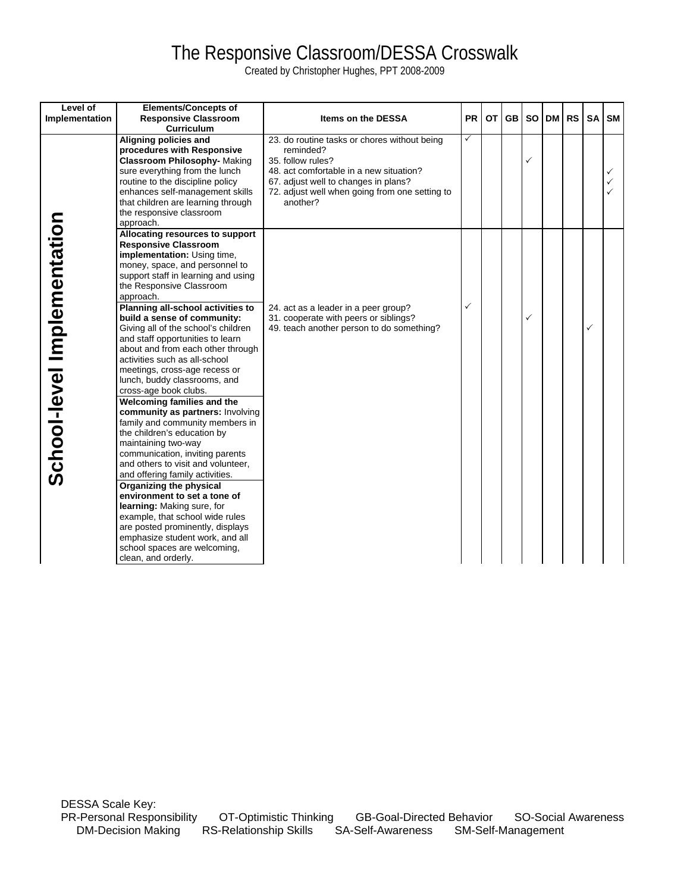# The Responsive Classroom/DESSA Crosswalk

Created by Christopher Hughes, PPT 2008-2009

| Level of Implementation | Elements/Concepts of Responsive Classroom Curriculum | Items on the DESSA | PR | OT | GB | SO | DM | RS | SA | SM |
|---|---|---|---|---|---|---|---|---|---|---|
| **School-level Implementation** | **Aligning policies and procedures with Responsive Classroom Philosophy-** Making sure everything from the lunch routine to the discipline policy enhances self-management skills that children are learning through the responsive classroom approach. | 23. do routine tasks or chores without being reminded?<br>35. follow rules?<br>48. act comfortable in a new situation?<br>67. adjust well to changes in plans?<br>72. adjust well when going from one setting to another? | ✓ | | | ✓ | | | | ✓<br>✓<br>✓ |
| | **Allocating resources to support Responsive Classroom implementation:** Using time, money, space, and personnel to support staff in learning and using the Responsive Classroom approach.<br>**Planning all-school activities to build a sense of community:** Giving all of the school's children and staff opportunities to learn about and from each other through activities such as all-school meetings, cross-age recess or lunch, buddy classrooms, and cross-age book clubs.<br>**Welcoming families and the community as partners:** Involving family and community members in the children's education by maintaining two-way communication, inviting parents and others to visit and volunteer, and offering family activities.<br>**Organizing the physical environment to set a tone of learning:** Making sure, for example, that school wide rules are posted prominently, displays emphasize student work, and all school spaces are welcoming, clean, and orderly. | 24. act as a leader in a peer group?<br>31. cooperate with peers or siblings?<br>49. teach another person to do something? | ✓ | | | ✓ | | | ✓ | |

DESSA Scale Key:
PR-Personal Responsibility OT-Optimistic Thinking GB-Goal-Directed Behavior SO-Social Awareness DM-Decision Making RS-Relationship Skills SA-Self-Awareness SM-Self-Management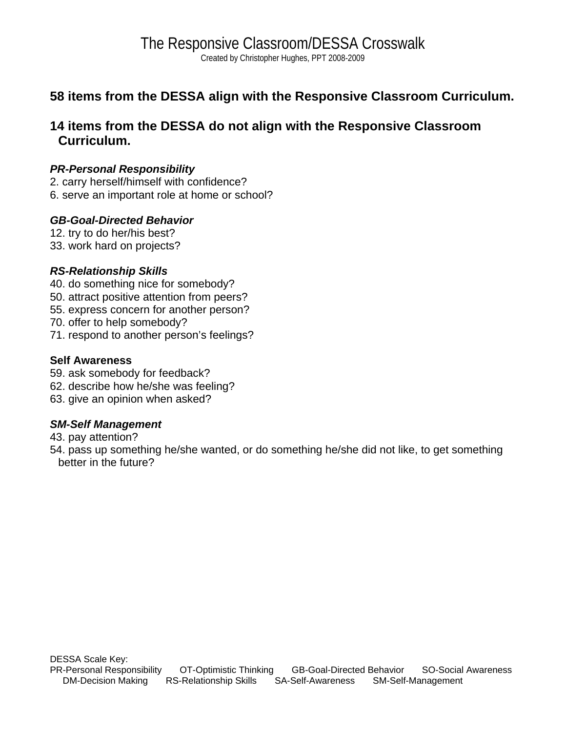# The Responsive Classroom/DESSA Crosswalk

Created by Christopher Hughes, PPT 2008-2009

**58 items from the DESSA align with the Responsive Classroom Curriculum.**

**14 items from the DESSA do not align with the Responsive Classroom Curriculum.**

***PR-Personal Responsibility***

2. carry herself/himself with confidence?
6. serve an important role at home or school?

***GB-Goal-Directed Behavior***

12. try to do her/his best?
33. work hard on projects?

***RS-Relationship Skills***

40. do something nice for somebody?
50. attract positive attention from peers?
55. express concern for another person?
70. offer to help somebody?
71. respond to another person's feelings?

**Self Awareness**

59. ask somebody for feedback?
62. describe how he/she was feeling?
63. give an opinion when asked?

***SM-Self Management***

43. pay attention?
54. pass up something he/she wanted, or do something he/she did not like, to get something better in the future?

DESSA Scale Key:
PR-Personal Responsibility OT-Optimistic Thinking GB-Goal-Directed Behavior SO-Social Awareness DM-Decision Making RS-Relationship Skills SA-Self-Awareness SM-Self-Management